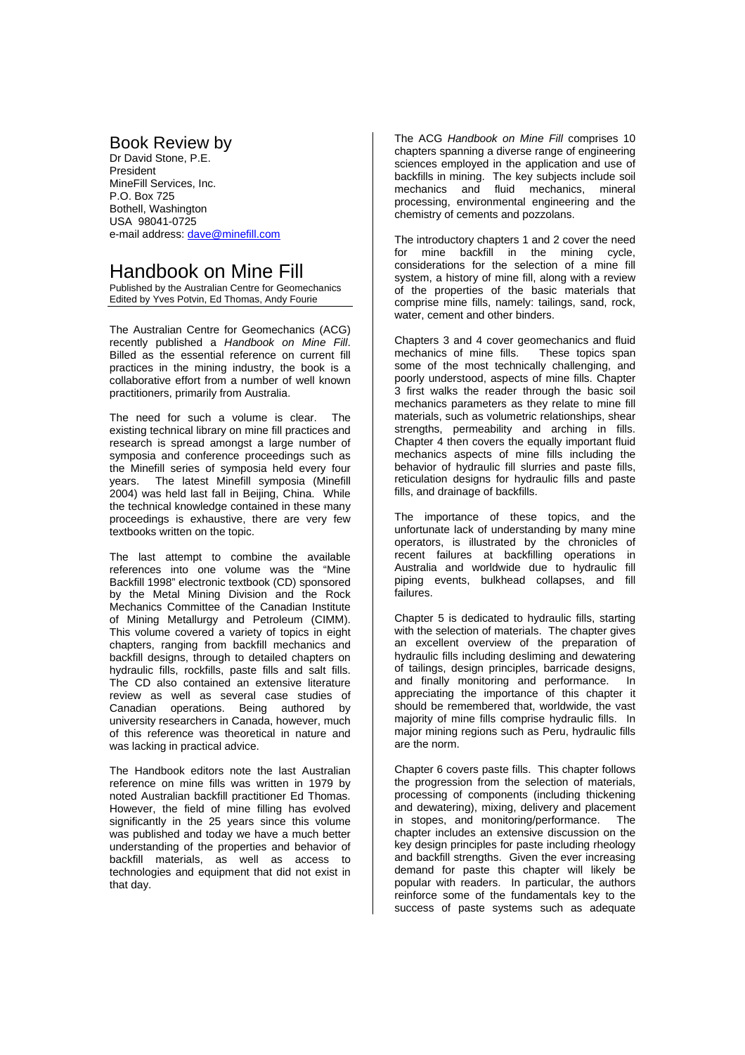# Book Review by

Dr David Stone, P.E.
President
MineFill Services, Inc.
P.O. Box 725
Bothell, Washington
USA 98041-0725
e-mail address: [dave@minefill.com](mailto:dave@minefill.com)

# Handbook on Mine Fill

Published by the Australian Centre for Geomechanics
Edited by Yves Potvin, Ed Thomas, Andy Fourie

The Australian Centre for Geomechanics (ACG) recently published a *Handbook on Mine Fill*. Billed as the essential reference on current fill practices in the mining industry, the book is a collaborative effort from a number of well known practitioners, primarily from Australia.

The need for such a volume is clear. The existing technical library on mine fill practices and research is spread amongst a large number of symposia and conference proceedings such as the Minefill series of symposia held every four years. The latest Minefill symposia (Minefill 2004) was held last fall in Beijing, China. While the technical knowledge contained in these many proceedings is exhaustive, there are very few textbooks written on the topic.

The last attempt to combine the available references into one volume was the "Mine Backfill 1998" electronic textbook (CD) sponsored by the Metal Mining Division and the Rock Mechanics Committee of the Canadian Institute of Mining Metallurgy and Petroleum (CIMM). This volume covered a variety of topics in eight chapters, ranging from backfill mechanics and backfill designs, through to detailed chapters on hydraulic fills, rockfills, paste fills and salt fills. The CD also contained an extensive literature review as well as several case studies of Canadian operations. Being authored by university researchers in Canada, however, much of this reference was theoretical in nature and was lacking in practical advice.

The Handbook editors note the last Australian reference on mine fills was written in 1979 by noted Australian backfill practitioner Ed Thomas. However, the field of mine filling has evolved significantly in the 25 years since this volume was published and today we have a much better understanding of the properties and behavior of backfill materials, as well as access to technologies and equipment that did not exist in that day.

The ACG *Handbook on Mine Fill* comprises 10 chapters spanning a diverse range of engineering sciences employed in the application and use of backfills in mining. The key subjects include soil mechanics and fluid mechanics, mineral processing, environmental engineering and the chemistry of cements and pozzolans.

The introductory chapters 1 and 2 cover the need for mine backfill in the mining cycle, considerations for the selection of a mine fill system, a history of mine fill, along with a review of the properties of the basic materials that comprise mine fills, namely: tailings, sand, rock, water, cement and other binders.

Chapters 3 and 4 cover geomechanics and fluid mechanics of mine fills. These topics span some of the most technically challenging, and poorly understood, aspects of mine fills. Chapter 3 first walks the reader through the basic soil mechanics parameters as they relate to mine fill materials, such as volumetric relationships, shear strengths, permeability and arching in fills. Chapter 4 then covers the equally important fluid mechanics aspects of mine fills including the behavior of hydraulic fill slurries and paste fills, reticulation designs for hydraulic fills and paste fills, and drainage of backfills.

The importance of these topics, and the unfortunate lack of understanding by many mine operators, is illustrated by the chronicles of recent failures at backfilling operations in Australia and worldwide due to hydraulic fill piping events, bulkhead collapses, and fill failures.

Chapter 5 is dedicated to hydraulic fills, starting with the selection of materials. The chapter gives an excellent overview of the preparation of hydraulic fills including desliming and dewatering of tailings, design principles, barricade designs, and finally monitoring and performance. In appreciating the importance of this chapter it should be remembered that, worldwide, the vast majority of mine fills comprise hydraulic fills. In major mining regions such as Peru, hydraulic fills are the norm.

Chapter 6 covers paste fills. This chapter follows the progression from the selection of materials, processing of components (including thickening and dewatering), mixing, delivery and placement in stopes, and monitoring/performance. The chapter includes an extensive discussion on the key design principles for paste including rheology and backfill strengths. Given the ever increasing demand for paste this chapter will likely be popular with readers. In particular, the authors reinforce some of the fundamentals key to the success of paste systems such as adequate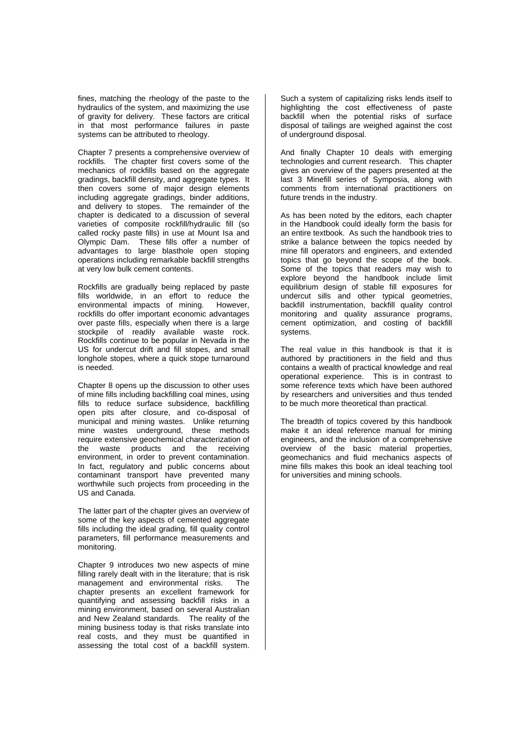fines, matching the rheology of the paste to the hydraulics of the system, and maximizing the use of gravity for delivery. These factors are critical in that most performance failures in paste systems can be attributed to rheology.

Chapter 7 presents a comprehensive overview of rockfills. The chapter first covers some of the mechanics of rockfills based on the aggregate gradings, backfill density, and aggregate types. It then covers some of major design elements including aggregate gradings, binder additions, and delivery to stopes. The remainder of the chapter is dedicated to a discussion of several varieties of composite rockfill/hydraulic fill (so called rocky paste fills) in use at Mount Isa and Olympic Dam. These fills offer a number of advantages to large blasthole open stoping operations including remarkable backfill strengths at very low bulk cement contents.

Rockfills are gradually being replaced by paste fills worldwide, in an effort to reduce the environmental impacts of mining. However, rockfills do offer important economic advantages over paste fills, especially when there is a large stockpile of readily available waste rock. Rockfills continue to be popular in Nevada in the US for undercut drift and fill stopes, and small longhole stopes, where a quick stope turnaround is needed.

Chapter 8 opens up the discussion to other uses of mine fills including backfilling coal mines, using fills to reduce surface subsidence, backfilling open pits after closure, and co-disposal of municipal and mining wastes. Unlike returning mine wastes underground, these methods require extensive geochemical characterization of the waste products and the receiving environment, in order to prevent contamination. In fact, regulatory and public concerns about contaminant transport have prevented many worthwhile such projects from proceeding in the US and Canada.

The latter part of the chapter gives an overview of some of the key aspects of cemented aggregate fills including the ideal grading, fill quality control parameters, fill performance measurements and monitoring.

Chapter 9 introduces two new aspects of mine filling rarely dealt with in the literature; that is risk management and environmental risks. The chapter presents an excellent framework for quantifying and assessing backfill risks in a mining environment, based on several Australian and New Zealand standards. The reality of the mining business today is that risks translate into real costs, and they must be quantified in assessing the total cost of a backfill system. Such a system of capitalizing risks lends itself to highlighting the cost effectiveness of paste backfill when the potential risks of surface disposal of tailings are weighed against the cost of underground disposal.

And finally Chapter 10 deals with emerging technologies and current research. This chapter gives an overview of the papers presented at the last 3 Minefill series of Symposia, along with comments from international practitioners on future trends in the industry.

As has been noted by the editors, each chapter in the Handbook could ideally form the basis for an entire textbook. As such the handbook tries to strike a balance between the topics needed by mine fill operators and engineers, and extended topics that go beyond the scope of the book. Some of the topics that readers may wish to explore beyond the handbook include limit equilibrium design of stable fill exposures for undercut sills and other typical geometries, backfill instrumentation, backfill quality control monitoring and quality assurance programs, cement optimization, and costing of backfill systems.

The real value in this handbook is that it is authored by practitioners in the field and thus contains a wealth of practical knowledge and real operational experience. This is in contrast to some reference texts which have been authored by researchers and universities and thus tended to be much more theoretical than practical.

The breadth of topics covered by this handbook make it an ideal reference manual for mining engineers, and the inclusion of a comprehensive overview of the basic material properties, geomechanics and fluid mechanics aspects of mine fills makes this book an ideal teaching tool for universities and mining schools.